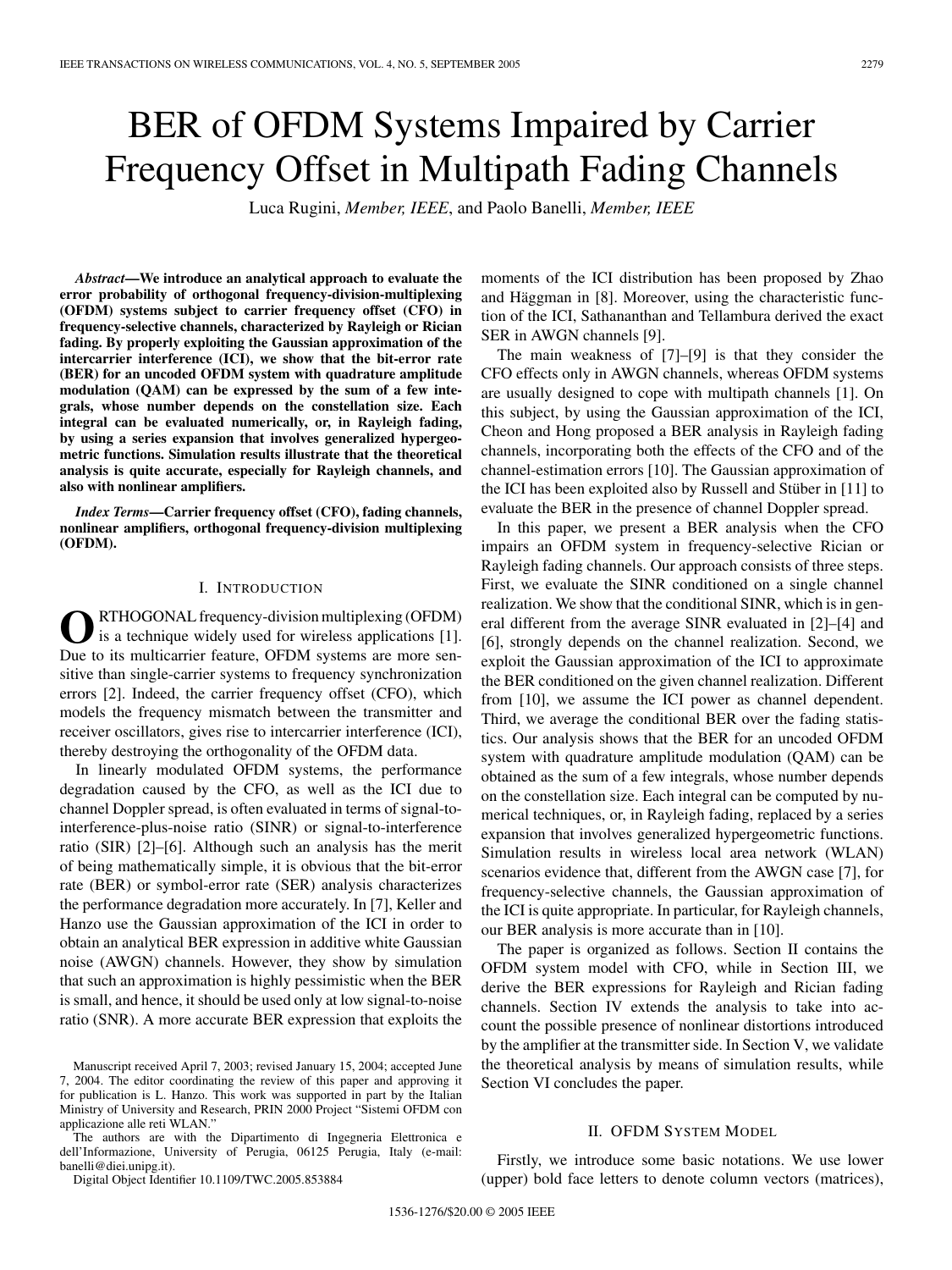# BER of OFDM Systems Impaired by Carrier Frequency Offset in Multipath Fading Channels

Luca Rugini, *Member, IEEE*, and Paolo Banelli, *Member, IEEE*

***Abstract*—We introduce an analytical approach to evaluate the error probability of orthogonal frequency-division-multiplexing (OFDM) systems subject to carrier frequency offset (CFO) in frequency-selective channels, characterized by Rayleigh or Rician fading. By properly exploiting the Gaussian approximation of the intercarrier interference (ICI), we show that the bit-error rate (BER) for an uncoded OFDM system with quadrature amplitude modulation (QAM) can be expressed by the sum of a few integrals, whose number depends on the constellation size. Each integral can be evaluated numerically, or, in Rayleigh fading, by using a series expansion that involves generalized hypergeometric functions. Simulation results illustrate that the theoretical analysis is quite accurate, especially for Rayleigh channels, and also with nonlinear amplifiers.**

***Index Terms*—Carrier frequency offset (CFO), fading channels, nonlinear amplifiers, orthogonal frequency-division multiplexing (OFDM).**

## I. Introduction

Orthogonal frequency-division multiplexing (OFDM) is a technique widely used for wireless applications [1]. Due to its multicarrier feature, OFDM systems are more sensitive than single-carrier systems to frequency synchronization errors [2]. Indeed, the carrier frequency offset (CFO), which models the frequency mismatch between the transmitter and receiver oscillators, gives rise to intercarrier interference (ICI), thereby destroying the orthogonality of the OFDM data.

In linearly modulated OFDM systems, the performance degradation caused by the CFO, as well as the ICI due to channel Doppler spread, is often evaluated in terms of signal-to-interference-plus-noise ratio (SINR) or signal-to-interference ratio (SIR) [2]–[6]. Although such an analysis has the merit of being mathematically simple, it is obvious that the bit-error rate (BER) or symbol-error rate (SER) analysis characterizes the performance degradation more accurately. In [7], Keller and Hanzo use the Gaussian approximation of the ICI in order to obtain an analytical BER expression in additive white Gaussian noise (AWGN) channels. However, they show by simulation that such an approximation is highly pessimistic when the BER is small, and hence, it should be used only at low signal-to-noise ratio (SNR). A more accurate BER expression that exploits the moments of the ICI distribution has been proposed by Zhao and Häggman in [8]. Moreover, using the characteristic function of the ICI, Sathananthan and Tellambura derived the exact SER in AWGN channels [9].

The main weakness of [7]–[9] is that they consider the CFO effects only in AWGN channels, whereas OFDM systems are usually designed to cope with multipath channels [1]. On this subject, by using the Gaussian approximation of the ICI, Cheon and Hong proposed a BER analysis in Rayleigh fading channels, incorporating both the effects of the CFO and of the channel-estimation errors [10]. The Gaussian approximation of the ICI has been exploited also by Russell and Stüber in [11] to evaluate the BER in the presence of channel Doppler spread.

In this paper, we present a BER analysis when the CFO impairs an OFDM system in frequency-selective Rician or Rayleigh fading channels. Our approach consists of three steps. First, we evaluate the SINR conditioned on a single channel realization. We show that the conditional SINR, which is in general different from the average SINR evaluated in [2]–[4] and [6], strongly depends on the channel realization. Second, we exploit the Gaussian approximation of the ICI to approximate the BER conditioned on the given channel realization. Different from [10], we assume the ICI power as channel dependent. Third, we average the conditional BER over the fading statistics. Our analysis shows that the BER for an uncoded OFDM system with quadrature amplitude modulation (QAM) can be obtained as the sum of a few integrals, whose number depends on the constellation size. Each integral can be computed by numerical techniques, or, in Rayleigh fading, replaced by a series expansion that involves generalized hypergeometric functions. Simulation results in wireless local area network (WLAN) scenarios evidence that, different from the AWGN case [7], for frequency-selective channels, the Gaussian approximation of the ICI is quite appropriate. In particular, for Rayleigh channels, our BER analysis is more accurate than in [10].

The paper is organized as follows. Section II contains the OFDM system model with CFO, while in Section III, we derive the BER expressions for Rayleigh and Rician fading channels. Section IV extends the analysis to take into account the possible presence of nonlinear distortions introduced by the amplifier at the transmitter side. In Section V, we validate the theoretical analysis by means of simulation results, while Section VI concludes the paper.

## II. OFDM System Model

Firstly, we introduce some basic notations. We use lower (upper) bold face letters to denote column vectors (matrices),

Manuscript received April 7, 2003; revised January 15, 2004; accepted June 7, 2004. The editor coordinating the review of this paper and approving it for publication is L. Hanzo. This work was supported in part by the Italian Ministry of University and Research, PRIN 2000 Project "Sistemi OFDM con applicazione alle reti WLAN."

The authors are with the Dipartimento di Ingegneria Elettronica e dell'Informazione, University of Perugia, 06125 Perugia, Italy (e-mail: banelli@diei.unipg.it).

Digital Object Identifier 10.1109/TWC.2005.853884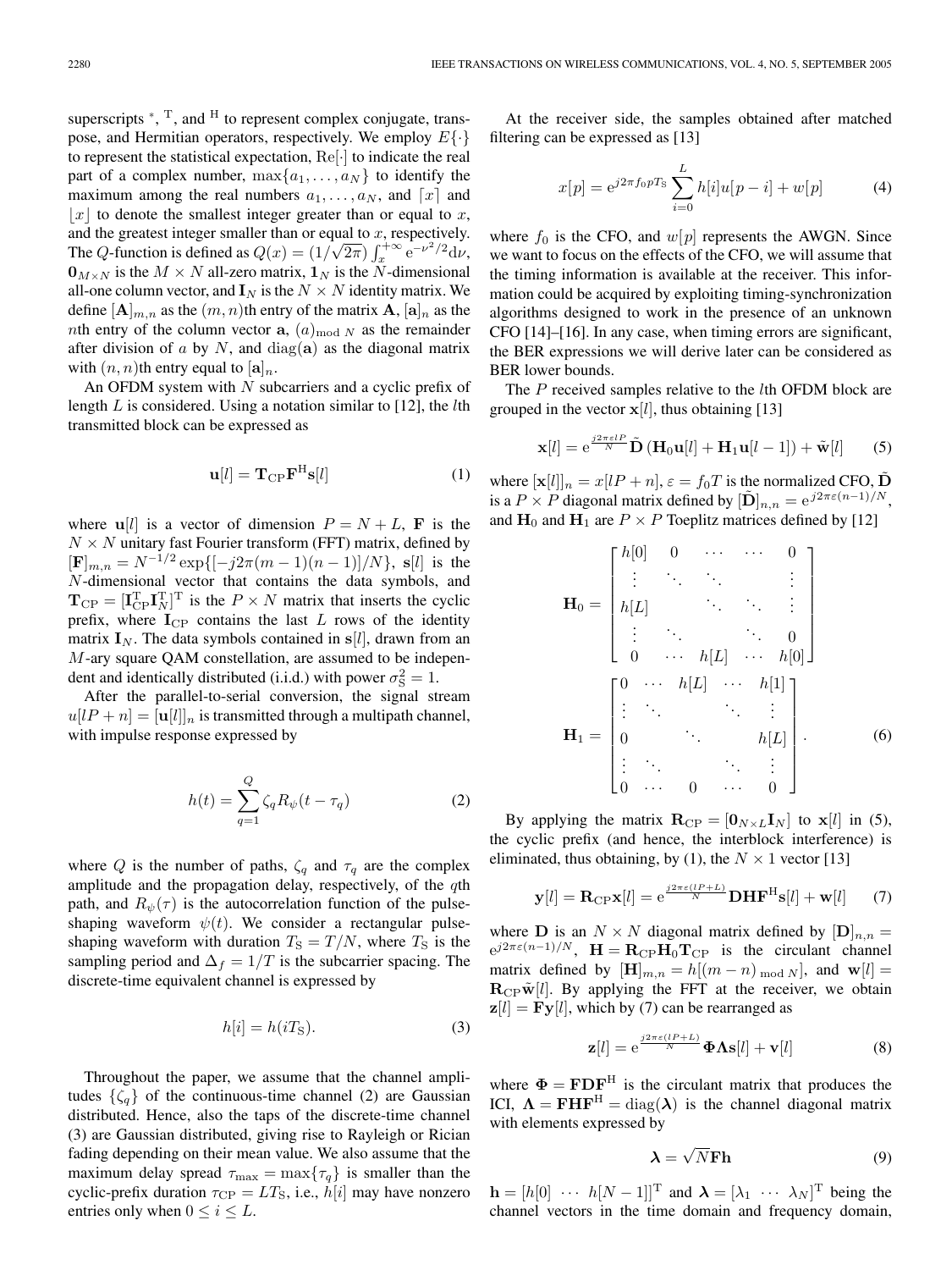superscripts $^*$, $^{\mathrm{T}}$, and $^{\mathrm{H}}$ to represent complex conjugate, transpose, and Hermitian operators, respectively. We employ $E\{\cdot\}$ to represent the statistical expectation, $\mathrm{Re}[\cdot]$ to indicate the real part of a complex number, $\max\{a_1, \ldots, a_N\}$ to identify the maximum among the real numbers $a_1, \ldots, a_N$, and $\lceil x \rceil$ and $\lfloor x \rfloor$ to denote the smallest integer greater than or equal to $x$, and the greatest integer smaller than or equal to $x$, respectively. The $Q$-function is defined as $Q(x) = (1/\sqrt{2\pi}) \int_x^{+\infty} \mathrm{e}^{-\nu^2/2} \mathrm{d}\nu$, $\mathbf{0}_{M\times N}$ is the $M \times N$ all-zero matrix, $\mathbf{1}_N$ is the $N$-dimensional all-one column vector, and $\mathbf{I}_N$ is the $N \times N$ identity matrix. We define $[\mathbf{A}]_{m,n}$ as the $(m,n)$th entry of the matrix $\mathbf{A}$, $[\mathbf{a}]_n$ as the $n$th entry of the column vector $\mathbf{a}$, $(a)_{\bmod N}$ as the remainder after division of $a$ by $N$, and $\mathrm{diag}(\mathbf{a})$ as the diagonal matrix with $(n,n)$th entry equal to $[\mathbf{a}]_n$.

An OFDM system with $N$ subcarriers and a cyclic prefix of length $L$ is considered. Using a notation similar to [12], the $l$th transmitted block can be expressed as

$$\mathbf{u}[l] = \mathbf{T}_{\mathrm{CP}} \mathbf{F}^{\mathrm{H}} \mathbf{s}[l] \tag{1}$$

where $\mathbf{u}[l]$ is a vector of dimension $P = N + L$, $\mathbf{F}$ is the $N \times N$ unitary fast Fourier transform (FFT) matrix, defined by $[\mathbf{F}]_{m,n} = N^{-1/2} \exp\{[-j2\pi(m-1)(n-1)]/N\}$, $\mathbf{s}[l]$ is the $N$-dimensional vector that contains the data symbols, and $\mathbf{T}_{\mathrm{CP}} = [\mathbf{I}_{\mathrm{CP}}^{\mathrm{T}} \mathbf{I}_N^{\mathrm{T}}]^{\mathrm{T}}$ is the $P \times N$ matrix that inserts the cyclic prefix, where $\mathbf{I}_{\mathrm{CP}}$ contains the last $L$ rows of the identity matrix $\mathbf{I}_N$. The data symbols contained in $\mathbf{s}[l]$, drawn from an $M$-ary square QAM constellation, are assumed to be independent and identically distributed (i.i.d.) with power $\sigma_{\mathrm{S}}^2 = 1$.

After the parallel-to-serial conversion, the signal stream $u[lP + n] = [\mathbf{u}[l]]_n$ is transmitted through a multipath channel, with impulse response expressed by

$$h(t) = \sum_{q=1}^{Q} \zeta_q R_\psi(t - \tau_q) \tag{2}$$

where $Q$ is the number of paths, $\zeta_q$ and $\tau_q$ are the complex amplitude and the propagation delay, respectively, of the $q$th path, and $R_\psi(\tau)$ is the autocorrelation function of the pulse-shaping waveform $\psi(t)$. We consider a rectangular pulse-shaping waveform with duration $T_{\mathrm{S}} = T/N$, where $T_{\mathrm{S}}$ is the sampling period and $\Delta_f = 1/T$ is the subcarrier spacing. The discrete-time equivalent channel is expressed by

$$h[i] = h(iT_{\mathrm{S}}). \tag{3}$$

Throughout the paper, we assume that the channel amplitudes $\{\zeta_q\}$ of the continuous-time channel (2) are Gaussian distributed. Hence, also the taps of the discrete-time channel (3) are Gaussian distributed, giving rise to Rayleigh or Rician fading depending on their mean value. We also assume that the maximum delay spread $\tau_{\max} = \max\{\tau_q\}$ is smaller than the cyclic-prefix duration $\tau_{\mathrm{CP}} = LT_{\mathrm{S}}$, i.e., $h[i]$ may have nonzero entries only when $0 \le i \le L$.

At the receiver side, the samples obtained after matched filtering can be expressed as [13]

$$x[p] = \mathrm{e}^{j2\pi f_0 p T_{\mathrm{S}}} \sum_{i=0}^{L} h[i] u[p - i] + w[p] \tag{4}$$

where $f_0$ is the CFO, and $w[p]$ represents the AWGN. Since we want to focus on the effects of the CFO, we will assume that the timing information is available at the receiver. This information could be acquired by exploiting timing-synchronization algorithms designed to work in the presence of an unknown CFO [14]–[16]. In any case, when timing errors are significant, the BER expressions we will derive later can be considered as BER lower bounds.

The $P$ received samples relative to the $l$th OFDM block are grouped in the vector $\mathbf{x}[l]$, thus obtaining [13]

$$\mathbf{x}[l] = \mathrm{e}^{\frac{j2\pi\varepsilon l P}{N}} \tilde{\mathbf{D}} \left( \mathbf{H}_0 \mathbf{u}[l] + \mathbf{H}_1 \mathbf{u}[l-1] \right) + \tilde{\mathbf{w}}[l] \tag{5}$$

where $[\mathbf{x}[l]]_n = x[lP + n]$, $\varepsilon = f_0 T$ is the normalized CFO, $\tilde{\mathbf{D}}$ is a $P \times P$ diagonal matrix defined by $[\tilde{\mathbf{D}}]_{n,n} = \mathrm{e}^{j2\pi\varepsilon(n-1)/N}$, and $\mathbf{H}_0$ and $\mathbf{H}_1$ are $P \times P$ Toeplitz matrices defined by [12]

$$\mathbf{H}_0 = \begin{bmatrix} h[0] & 0 & \cdots & \cdots & 0 \\ \vdots & \ddots & \ddots & & \vdots \\ h[L] & & \ddots & \ddots & \vdots \\ \vdots & \ddots & & \ddots & 0 \\ 0 & \cdots & h[L] & \cdots & h[0] \end{bmatrix}$$

$$\mathbf{H}_1 = \begin{bmatrix} 0 & \cdots & h[L] & \cdots & h[1] \\ \vdots & \ddots & & \ddots & \vdots \\ 0 & & \ddots & & h[L] \\ \vdots & \ddots & & \ddots & \vdots \\ 0 & \cdots & 0 & \cdots & 0 \end{bmatrix}. \tag{6}$$

By applying the matrix $\mathbf{R}_{\mathrm{CP}} = [\mathbf{0}_{N\times L} \mathbf{I}_N]$ to $\mathbf{x}[l]$ in (5), the cyclic prefix (and hence, the interblock interference) is eliminated, thus obtaining, by (1), the $N \times 1$ vector [13]

$$\mathbf{y}[l] = \mathbf{R}_{\mathrm{CP}} \mathbf{x}[l] = \mathrm{e}^{\frac{j2\pi\varepsilon(lP+L)}{N}} \mathbf{D} \mathbf{H} \mathbf{F}^{\mathrm{H}} \mathbf{s}[l] + \mathbf{w}[l] \tag{7}$$

where $\mathbf{D}$ is an $N \times N$ diagonal matrix defined by $[\mathbf{D}]_{n,n} = \mathrm{e}^{j2\pi\varepsilon(n-1)/N}$, $\mathbf{H} = \mathbf{R}_{\mathrm{CP}} \mathbf{H}_0 \mathbf{T}_{\mathrm{CP}}$ is the circulant channel matrix defined by $[\mathbf{H}]_{m,n} = h[(m-n)_{\bmod N}]$, and $\mathbf{w}[l] = \mathbf{R}_{\mathrm{CP}} \tilde{\mathbf{w}}[l]$. By applying the FFT at the receiver, we obtain $\mathbf{z}[l] = \mathbf{F}\mathbf{y}[l]$, which by (7) can be rearranged as

$$\mathbf{z}[l] = \mathrm{e}^{\frac{j2\pi\varepsilon(lP+L)}{N}} \mathbf{\Phi} \mathbf{\Lambda} \mathbf{s}[l] + \mathbf{v}[l] \tag{8}$$

where $\mathbf{\Phi} = \mathbf{F}\mathbf{D}\mathbf{F}^{\mathrm{H}}$ is the circulant matrix that produces the ICI, $\mathbf{\Lambda} = \mathbf{F}\mathbf{H}\mathbf{F}^{\mathrm{H}} = \mathrm{diag}(\boldsymbol{\lambda})$ is the channel diagonal matrix with elements expressed by

$$\boldsymbol{\lambda} = \sqrt{N} \mathbf{F} \mathbf{h} \tag{9}$$

$\mathbf{h} = [h[0] \ \cdots \ h[N-1]]^{\mathrm{T}}$ and $\boldsymbol{\lambda} = [\lambda_1 \ \cdots \ \lambda_N]^{\mathrm{T}}$ being the channel vectors in the time domain and frequency domain,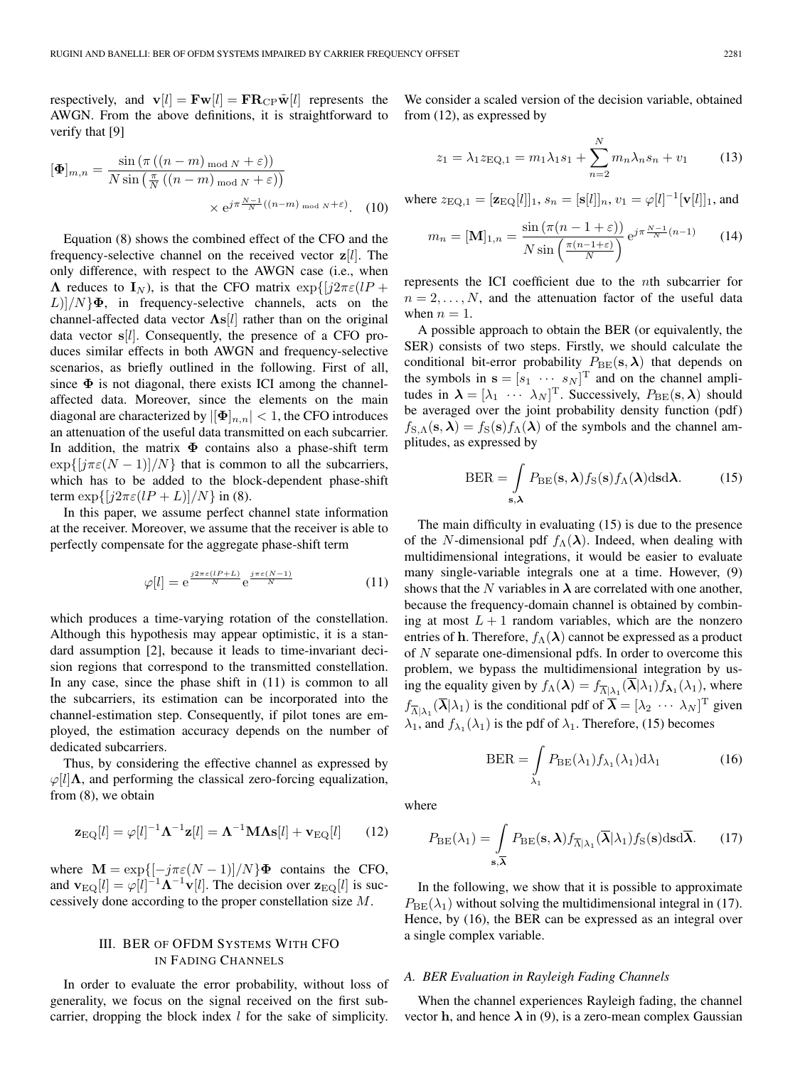respectively, and $\mathbf{v}[l] = \mathbf{F}\mathbf{w}[l] = \mathbf{F}\mathbf{R}_{\mathrm{CP}}\tilde{\mathbf{w}}[l]$ represents the AWGN. From the above definitions, it is straightforward to verify that [9]

$$[\mathbf{\Phi}]_{m,n} = \frac{\sin\left(\pi\left((n-m)_{\bmod N} + \varepsilon\right)\right)}{N \sin\left(\frac{\pi}{N}\left((n-m)_{\bmod N} + \varepsilon\right)\right)} \times \mathrm{e}^{j\pi \frac{N-1}{N}\left((n-m)_{\bmod N} + \varepsilon\right)}. \quad (10)$$

Equation (8) shows the combined effect of the CFO and the frequency-selective channel on the received vector $\mathbf{z}[l]$. The only difference, with respect to the AWGN case (i.e., when $\mathbf{\Lambda}$ reduces to $\mathbf{I}_N$), is that the CFO matrix $\exp\{[j2\pi\varepsilon(lP + L)]/N\}\mathbf{\Phi}$, in frequency-selective channels, acts on the channel-affected data vector $\mathbf{\Lambda}\mathbf{s}[l]$ rather than on the original data vector $\mathbf{s}[l]$. Consequently, the presence of a CFO produces similar effects in both AWGN and frequency-selective scenarios, as briefly outlined in the following. First of all, since $\mathbf{\Phi}$ is not diagonal, there exists ICI among the channel-affected data. Moreover, since the elements on the main diagonal are characterized by $|[\mathbf{\Phi}]_{n,n}| < 1$, the CFO introduces an attenuation of the useful data transmitted on each subcarrier. In addition, the matrix $\mathbf{\Phi}$ contains also a phase-shift term $\exp\{[j\pi\varepsilon(N-1)]/N\}$ that is common to all the subcarriers, which has to be added to the block-dependent phase-shift term $\exp\{[j2\pi\varepsilon(lP + L)]/N\}$ in (8).

In this paper, we assume perfect channel state information at the receiver. Moreover, we assume that the receiver is able to perfectly compensate for the aggregate phase-shift term

$$\varphi[l] = \mathrm{e}^{\frac{j2\pi\varepsilon(lP+L)}{N}} \mathrm{e}^{\frac{j\pi\varepsilon(N-1)}{N}} \quad (11)$$

which produces a time-varying rotation of the constellation. Although this hypothesis may appear optimistic, it is a standard assumption [2], because it leads to time-invariant decision regions that correspond to the transmitted constellation. In any case, since the phase shift in (11) is common to all the subcarriers, its estimation can be incorporated into the channel-estimation step. Consequently, if pilot tones are employed, the estimation accuracy depends on the number of dedicated subcarriers.

Thus, by considering the effective channel as expressed by $\varphi[l]\mathbf{\Lambda}$, and performing the classical zero-forcing equalization, from (8), we obtain

$$\mathbf{z}_{\mathrm{EQ}}[l] = \varphi[l]^{-1}\mathbf{\Lambda}^{-1}\mathbf{z}[l] = \mathbf{\Lambda}^{-1}\mathbf{M}\mathbf{\Lambda}\mathbf{s}[l] + \mathbf{v}_{\mathrm{EQ}}[l] \quad (12)$$

where $\mathbf{M} = \exp\{[-j\pi\varepsilon(N-1)]/N\}\mathbf{\Phi}$ contains the CFO, and $\mathbf{v}_{\mathrm{EQ}}[l] = \varphi[l]^{-1}\mathbf{\Lambda}^{-1}\mathbf{v}[l]$. The decision over $\mathbf{z}_{\mathrm{EQ}}[l]$ is successively done according to the proper constellation size $M$.

## III. BER of OFDM Systems With CFO in Fading Channels

In order to evaluate the error probability, without loss of generality, we focus on the signal received on the first subcarrier, dropping the block index $l$ for the sake of simplicity. We consider a scaled version of the decision variable, obtained from (12), as expressed by

$$z_1 = \lambda_1 z_{\mathrm{EQ},1} = m_1\lambda_1 s_1 + \sum_{n=2}^{N} m_n\lambda_n s_n + v_1 \quad (13)$$

where $z_{\mathrm{EQ},1} = [\mathbf{z}_{\mathrm{EQ}}[l]]_1$, $s_n = [\mathbf{s}[l]]_n$, $v_1 = \varphi[l]^{-1}[\mathbf{v}[l]]_1$, and

$$m_n = [\mathbf{M}]_{1,n} = \frac{\sin\left(\pi(n-1+\varepsilon)\right)}{N \sin\left(\frac{\pi(n-1+\varepsilon)}{N}\right)} \mathrm{e}^{j\pi\frac{N-1}{N}(n-1)} \quad (14)$$

represents the ICI coefficient due to the $n$th subcarrier for $n = 2, \ldots, N$, and the attenuation factor of the useful data when $n = 1$.

A possible approach to obtain the BER (or equivalently, the SER) consists of two steps. Firstly, we should calculate the conditional bit-error probability $P_{\mathrm{BE}}(\mathbf{s}, \boldsymbol{\lambda})$ that depends on the symbols in $\mathbf{s} = [s_1 \ \cdots \ s_N]^{\mathrm{T}}$ and on the channel amplitudes in $\boldsymbol{\lambda} = [\lambda_1 \ \cdots \ \lambda_N]^{\mathrm{T}}$. Successively, $P_{\mathrm{BE}}(\mathbf{s}, \boldsymbol{\lambda})$ should be averaged over the joint probability density function (pdf) $f_{\mathrm{S},\Lambda}(\mathbf{s}, \boldsymbol{\lambda}) = f_{\mathrm{S}}(\mathbf{s}) f_{\Lambda}(\boldsymbol{\lambda})$ of the symbols and the channel amplitudes, as expressed by

$$\mathrm{BER} = \int_{\mathbf{s},\boldsymbol{\lambda}} P_{\mathrm{BE}}(\mathbf{s}, \boldsymbol{\lambda}) f_{\mathrm{S}}(\mathbf{s}) f_{\Lambda}(\boldsymbol{\lambda}) \mathrm{d}\mathbf{s}\mathrm{d}\boldsymbol{\lambda}. \quad (15)$$

The main difficulty in evaluating (15) is due to the presence of the $N$-dimensional pdf $f_{\Lambda}(\boldsymbol{\lambda})$. Indeed, when dealing with multidimensional integrations, it would be easier to evaluate many single-variable integrals one at a time. However, (9) shows that the $N$ variables in $\boldsymbol{\lambda}$ are correlated with one another, because the frequency-domain channel is obtained by combining at most $L + 1$ random variables, which are the nonzero entries of $\mathbf{h}$. Therefore, $f_{\Lambda}(\boldsymbol{\lambda})$ cannot be expressed as a product of $N$ separate one-dimensional pdfs. In order to overcome this problem, we bypass the multidimensional integration by using the equality given by $f_{\Lambda}(\boldsymbol{\lambda}) = f_{\overline{\Lambda}|\lambda_1}(\overline{\boldsymbol{\lambda}}|\lambda_1) f_{\lambda_1}(\lambda_1)$, where $f_{\overline{\Lambda}|\lambda_1}(\overline{\boldsymbol{\lambda}}|\lambda_1)$ is the conditional pdf of $\overline{\boldsymbol{\lambda}} = [\lambda_2 \ \cdots \ \lambda_N]^{\mathrm{T}}$ given $\lambda_1$, and $f_{\lambda_1}(\lambda_1)$ is the pdf of $\lambda_1$. Therefore, (15) becomes

$$\mathrm{BER} = \int_{\lambda_1} P_{\mathrm{BE}}(\lambda_1) f_{\lambda_1}(\lambda_1) \mathrm{d}\lambda_1 \quad (16)$$

where

$$P_{\mathrm{BE}}(\lambda_1) = \int_{\mathbf{s},\overline{\boldsymbol{\lambda}}} P_{\mathrm{BE}}(\mathbf{s}, \boldsymbol{\lambda}) f_{\overline{\Lambda}|\lambda_1}(\overline{\boldsymbol{\lambda}}|\lambda_1) f_{\mathrm{S}}(\mathbf{s}) \mathrm{d}\mathbf{s}\mathrm{d}\overline{\boldsymbol{\lambda}}. \quad (17)$$

In the following, we show that it is possible to approximate $P_{\mathrm{BE}}(\lambda_1)$ without solving the multidimensional integral in (17). Hence, by (16), the BER can be expressed as an integral over a single complex variable.

### A. BER Evaluation in Rayleigh Fading Channels

When the channel experiences Rayleigh fading, the channel vector $\mathbf{h}$, and hence $\boldsymbol{\lambda}$ in (9), is a zero-mean complex Gaussian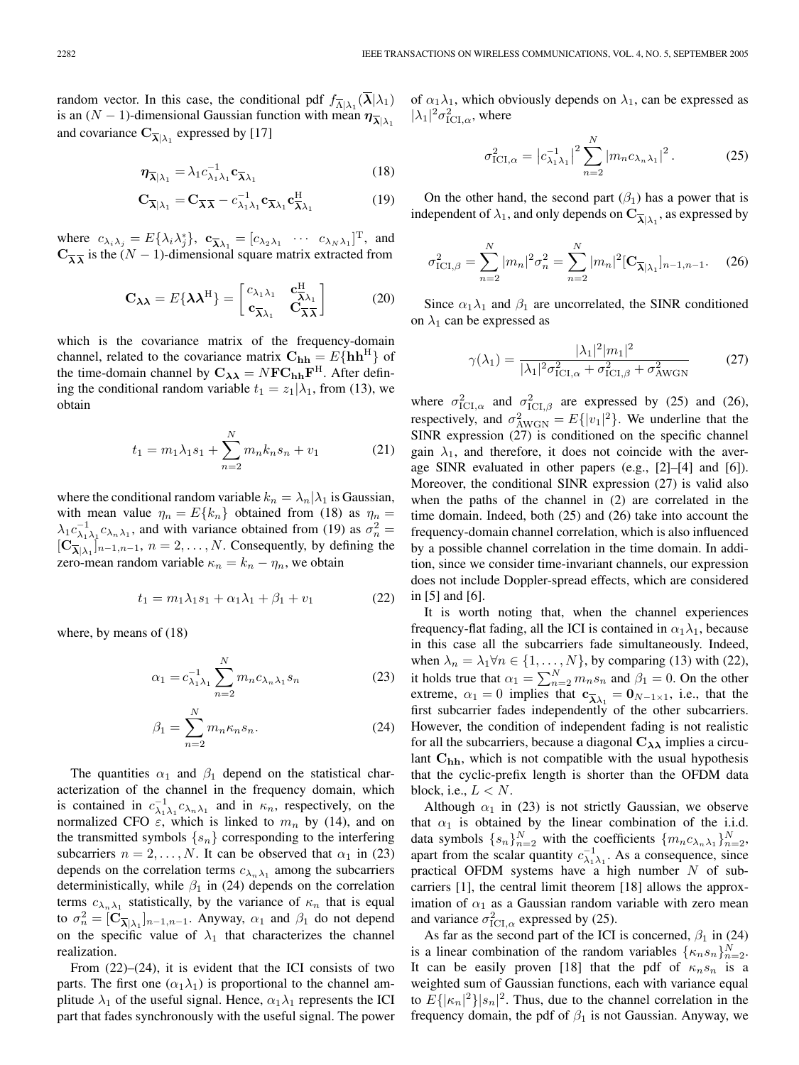random vector. In this case, the conditional pdf $f_{\overline{\lambda}|\lambda_1}(\overline{\boldsymbol{\lambda}}|\lambda_1)$ is an $(N-1)$-dimensional Gaussian function with mean $\boldsymbol{\eta}_{\overline{\lambda}|\lambda_1}$ and covariance $\mathbf{C}_{\overline{\lambda}|\lambda_1}$ expressed by [17]

$$\boldsymbol{\eta}_{\overline{\lambda}|\lambda_1} = \lambda_1 c_{\lambda_1\lambda_1}^{-1} \mathbf{c}_{\overline{\lambda}\lambda_1} \tag{18}$$

$$\mathbf{C}_{\overline{\lambda}|\lambda_1} = \mathbf{C}_{\overline{\lambda}\overline{\lambda}} - c_{\lambda_1\lambda_1}^{-1} \mathbf{c}_{\overline{\lambda}\lambda_1} \mathbf{c}_{\overline{\lambda}\lambda_1}^{\mathrm{H}} \tag{19}$$

where $c_{\lambda_i\lambda_j} = E\{\lambda_i \lambda_j^*\}$, $\mathbf{c}_{\overline{\lambda}\lambda_1} = [c_{\lambda_2\lambda_1} \ \cdots \ c_{\lambda_N\lambda_1}]^{\mathrm{T}}$, and $\mathbf{C}_{\overline{\lambda}\overline{\lambda}}$ is the $(N-1)$-dimensional square matrix extracted from

$$\mathbf{C}_{\boldsymbol{\lambda}\boldsymbol{\lambda}} = E\{\boldsymbol{\lambda}\boldsymbol{\lambda}^{\mathrm{H}}\} = \begin{bmatrix} c_{\lambda_1\lambda_1} & \mathbf{c}_{\overline{\lambda}\lambda_1}^{\mathrm{H}} \\ \mathbf{c}_{\overline{\lambda}\lambda_1} & \mathbf{C}_{\overline{\lambda}\overline{\lambda}} \end{bmatrix} \tag{20}$$

which is the covariance matrix of the frequency-domain channel, related to the covariance matrix $\mathbf{C}_{\mathbf{hh}} = E\{\mathbf{h}\mathbf{h}^{\mathrm{H}}\}$ of the time-domain channel by $\mathbf{C}_{\boldsymbol{\lambda}\boldsymbol{\lambda}} = N\mathbf{F}\mathbf{C}_{\mathbf{hh}}\mathbf{F}^{\mathrm{H}}$. After defining the conditional random variable $t_1 = z_1|\lambda_1$, from (13), we obtain

$$t_1 = m_1\lambda_1 s_1 + \sum_{n=2}^{N} m_n k_n s_n + v_1 \tag{21}$$

where the conditional random variable $k_n = \lambda_n|\lambda_1$ is Gaussian, with mean value $\eta_n = E\{k_n\}$ obtained from (18) as $\eta_n = \lambda_1 c_{\lambda_1\lambda_1}^{-1} c_{\lambda_n\lambda_1}$, and with variance obtained from (19) as $\sigma_n^2 = [\mathbf{C}_{\overline{\lambda}|\lambda_1}]_{n-1,n-1}$, $n = 2,\ldots,N$. Consequently, by defining the zero-mean random variable $\kappa_n = k_n - \eta_n$, we obtain

$$t_1 = m_1\lambda_1 s_1 + \alpha_1\lambda_1 + \beta_1 + v_1 \tag{22}$$

where, by means of (18)

$$\alpha_1 = c_{\lambda_1\lambda_1}^{-1} \sum_{n=2}^{N} m_n c_{\lambda_n\lambda_1} s_n \tag{23}$$

$$\beta_1 = \sum_{n=2}^{N} m_n \kappa_n s_n. \tag{24}$$

The quantities $\alpha_1$ and $\beta_1$ depend on the statistical characterization of the channel in the frequency domain, which is contained in $c_{\lambda_1\lambda_1}^{-1} c_{\lambda_n\lambda_1}$ and in $\kappa_n$, respectively, on the normalized CFO $\varepsilon$, which is linked to $m_n$ by (14), and on the transmitted symbols $\{s_n\}$ corresponding to the interfering subcarriers $n = 2,\ldots,N$. It can be observed that $\alpha_1$ in (23) depends on the correlation terms $c_{\lambda_n\lambda_1}$ among the subcarriers deterministically, while $\beta_1$ in (24) depends on the correlation terms $c_{\lambda_n\lambda_1}$ statistically, by the variance of $\kappa_n$ that is equal to $\sigma_n^2 = [\mathbf{C}_{\overline{\lambda}|\lambda_1}]_{n-1,n-1}$. Anyway, $\alpha_1$ and $\beta_1$ do not depend on the specific value of $\lambda_1$ that characterizes the channel realization.

From (22)–(24), it is evident that the ICI consists of two parts. The first one ($\alpha_1\lambda_1$) is proportional to the channel amplitude $\lambda_1$ of the useful signal. Hence, $\alpha_1\lambda_1$ represents the ICI part that fades synchronously with the useful signal. The power of $\alpha_1\lambda_1$, which obviously depends on $\lambda_1$, can be expressed as $|\lambda_1|^2\sigma_{\mathrm{ICI},\alpha}^2$, where

$$\sigma_{\mathrm{ICI},\alpha}^2 = \left|c_{\lambda_1\lambda_1}^{-1}\right|^2 \sum_{n=2}^{N} |m_n c_{\lambda_n\lambda_1}|^2. \tag{25}$$

On the other hand, the second part ($\beta_1$) has a power that is independent of $\lambda_1$, and only depends on $\mathbf{C}_{\overline{\lambda}|\lambda_1}$, as expressed by

$$\sigma_{\mathrm{ICI},\beta}^2 = \sum_{n=2}^{N} |m_n|^2\sigma_n^2 = \sum_{n=2}^{N} |m_n|^2 [\mathbf{C}_{\overline{\lambda}|\lambda_1}]_{n-1,n-1}. \tag{26}$$

Since $\alpha_1\lambda_1$ and $\beta_1$ are uncorrelated, the SINR conditioned on $\lambda_1$ can be expressed as

$$\gamma(\lambda_1) = \frac{|\lambda_1|^2|m_1|^2}{|\lambda_1|^2\sigma_{\mathrm{ICI},\alpha}^2 + \sigma_{\mathrm{ICI},\beta}^2 + \sigma_{\mathrm{AWGN}}^2} \tag{27}$$

where $\sigma_{\mathrm{ICI},\alpha}^2$ and $\sigma_{\mathrm{ICI},\beta}^2$ are expressed by (25) and (26), respectively, and $\sigma_{\mathrm{AWGN}}^2 = E\{|v_1|^2\}$. We underline that the SINR expression (27) is conditioned on the specific channel gain $\lambda_1$, and therefore, it does not coincide with the average SINR evaluated in other papers (e.g., [2]–[4] and [6]). Moreover, the conditional SINR expression (27) is valid also when the paths of the channel in (2) are correlated in the time domain. Indeed, both (25) and (26) take into account the frequency-domain channel correlation, which is also influenced by a possible channel correlation in the time domain. In addition, since we consider time-invariant channels, our expression does not include Doppler-spread effects, which are considered in [5] and [6].

It is worth noting that, when the channel experiences frequency-flat fading, all the ICI is contained in $\alpha_1\lambda_1$, because in this case all the subcarriers fade simultaneously. Indeed, when $\lambda_n = \lambda_1 \forall n \in \{1,\ldots,N\}$, by comparing (13) with (22), it holds true that $\alpha_1 = \sum_{n=2}^{N} m_n s_n$ and $\beta_1 = 0$. On the other extreme, $\alpha_1 = 0$ implies that $\mathbf{c}_{\overline{\lambda}\lambda_1} = \mathbf{0}_{N-1\times 1}$, i.e., that the first subcarrier fades independently of the other subcarriers. However, the condition of independent fading is not realistic for all the subcarriers, because a diagonal $\mathbf{C}_{\boldsymbol{\lambda}\boldsymbol{\lambda}}$ implies a circulant $\mathbf{C}_{\mathbf{hh}}$, which is not compatible with the usual hypothesis that the cyclic-prefix length is shorter than the OFDM data block, i.e., $L < N$.

Although $\alpha_1$ in (23) is not strictly Gaussian, we observe that $\alpha_1$ is obtained by the linear combination of the i.i.d. data symbols $\{s_n\}_{n=2}^{N}$ with the coefficients $\{m_n c_{\lambda_n\lambda_1}\}_{n=2}^{N}$, apart from the scalar quantity $c_{\lambda_1\lambda_1}^{-1}$. As a consequence, since practical OFDM systems have a high number $N$ of subcarriers [1], the central limit theorem [18] allows the approximation of $\alpha_1$ as a Gaussian random variable with zero mean and variance $\sigma_{\mathrm{ICI},\alpha}^2$ expressed by (25).

As far as the second part of the ICI is concerned, $\beta_1$ in (24) is a linear combination of the random variables $\{\kappa_n s_n\}_{n=2}^{N}$. It can be easily proven [18] that the pdf of $\kappa_n s_n$ is a weighted sum of Gaussian functions, each with variance equal to $E\{|\kappa_n|^2\}|s_n|^2$. Thus, due to the channel correlation in the frequency domain, the pdf of $\beta_1$ is not Gaussian. Anyway, we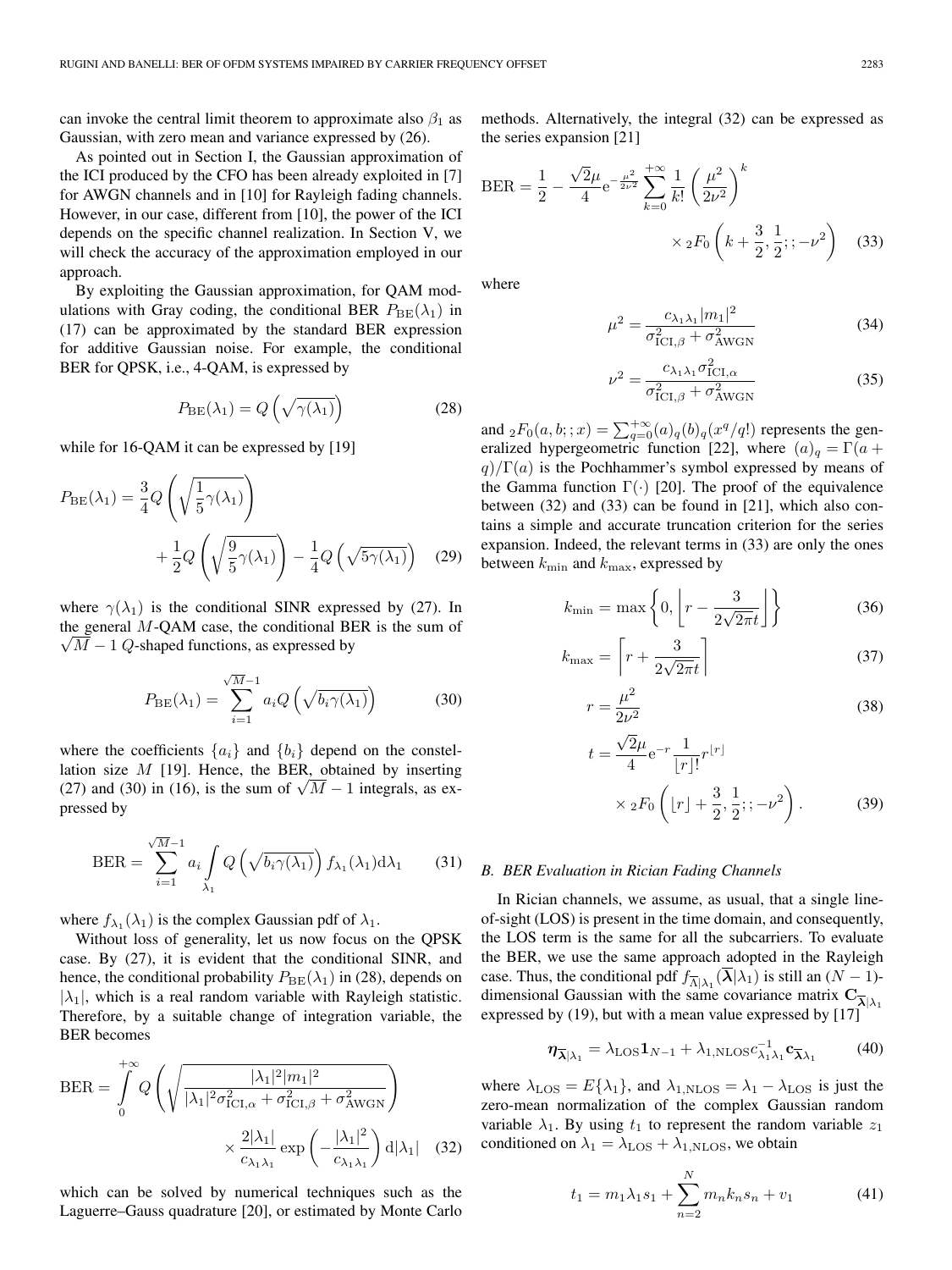can invoke the central limit theorem to approximate also $\beta_1$ as Gaussian, with zero mean and variance expressed by (26).

As pointed out in Section I, the Gaussian approximation of the ICI produced by the CFO has been already exploited in [7] for AWGN channels and in [10] for Rayleigh fading channels. However, in our case, different from [10], the power of the ICI depends on the specific channel realization. In Section V, we will check the accuracy of the approximation employed in our approach.

By exploiting the Gaussian approximation, for QAM modulations with Gray coding, the conditional BER $P_{\text{BE}}(\lambda_1)$ in (17) can be approximated by the standard BER expression for additive Gaussian noise. For example, the conditional BER for QPSK, i.e., 4-QAM, is expressed by

$$P_{\text{BE}}(\lambda_1) = Q\left(\sqrt{\gamma(\lambda_1)}\right) \tag{28}$$

while for 16-QAM it can be expressed by [19]

$$P_{\text{BE}}(\lambda_1) = \frac{3}{4}Q\left(\sqrt{\frac{1}{5}\gamma(\lambda_1)}\right) + \frac{1}{2}Q\left(\sqrt{\frac{9}{5}\gamma(\lambda_1)}\right) - \frac{1}{4}Q\left(\sqrt{5\gamma(\lambda_1)}\right) \tag{29}$$

where $\gamma(\lambda_1)$ is the conditional SINR expressed by (27). In the general $M$-QAM case, the conditional BER is the sum of $\sqrt{M}-1$ $Q$-shaped functions, as expressed by

$$P_{\text{BE}}(\lambda_1) = \sum_{i=1}^{\sqrt{M}-1} a_i Q\left(\sqrt{b_i \gamma(\lambda_1)}\right) \tag{30}$$

where the coefficients $\{a_i\}$ and $\{b_i\}$ depend on the constellation size $M$ [19]. Hence, the BER, obtained by inserting (27) and (30) in (16), is the sum of $\sqrt{M}-1$ integrals, as expressed by

$$\text{BER} = \sum_{i=1}^{\sqrt{M}-1} a_i \int_{\lambda_1} Q\left(\sqrt{b_i \gamma(\lambda_1)}\right) f_{\lambda_1}(\lambda_1) \mathrm{d}\lambda_1 \tag{31}$$

where $f_{\lambda_1}(\lambda_1)$ is the complex Gaussian pdf of $\lambda_1$.

Without loss of generality, let us now focus on the QPSK case. By (27), it is evident that the conditional SINR, and hence, the conditional probability $P_{\text{BE}}(\lambda_1)$ in (28), depends on $|\lambda_1|$, which is a real random variable with Rayleigh statistic. Therefore, by a suitable change of integration variable, the BER becomes

$$\text{BER} = \int_0^{+\infty} Q\left(\sqrt{\frac{|\lambda_1|^2 |m_1|^2}{|\lambda_1|^2 \sigma^2_{\text{ICI},\alpha} + \sigma^2_{\text{ICI},\beta} + \sigma^2_{\text{AWGN}}}}\right) \times \frac{2|\lambda_1|}{c_{\lambda_1\lambda_1}} \exp\left(-\frac{|\lambda_1|^2}{c_{\lambda_1\lambda_1}}\right) \mathrm{d}|\lambda_1| \tag{32}$$

which can be solved by numerical techniques such as the Laguerre–Gauss quadrature [20], or estimated by Monte Carlo methods. Alternatively, the integral (32) can be expressed as the series expansion [21]

$$\text{BER} = \frac{1}{2} - \frac{\sqrt{2}\mu}{4} \mathrm{e}^{-\frac{\mu^2}{2\nu^2}} \sum_{k=0}^{+\infty} \frac{1}{k!} \left(\frac{\mu^2}{2\nu^2}\right)^k \times {}_2F_0\left(k + \frac{3}{2}, \frac{1}{2};; -\nu^2\right) \tag{33}$$

where

$$\mu^2 = \frac{c_{\lambda_1\lambda_1} |m_1|^2}{\sigma^2_{\text{ICI},\beta} + \sigma^2_{\text{AWGN}}} \tag{34}$$

$$\nu^2 = \frac{c_{\lambda_1\lambda_1} \sigma^2_{\text{ICI},\alpha}}{\sigma^2_{\text{ICI},\beta} + \sigma^2_{\text{AWGN}}} \tag{35}$$

and ${}_2F_0(a, b;; x) = \sum_{q=0}^{+\infty} (a)_q (b)_q (x^q/q!)$ represents the generalized hypergeometric function [22], where $(a)_q = \Gamma(a+q)/\Gamma(a)$ is the Pochhammer's symbol expressed by means of the Gamma function $\Gamma(\cdot)$ [20]. The proof of the equivalence between (32) and (33) can be found in [21], which also contains a simple and accurate truncation criterion for the series expansion. Indeed, the relevant terms in (33) are only the ones between $k_{\min}$ and $k_{\max}$, expressed by

$$k_{\min} = \max\left\{0, \left\lfloor r - \frac{3}{2\sqrt{2\pi}t} \right\rfloor\right\} \tag{36}$$

$$k_{\max} = \left\lceil r + \frac{3}{2\sqrt{2\pi}t} \right\rceil \tag{37}$$

$$r = \frac{\mu^2}{2\nu^2} \tag{38}$$

$$t = \frac{\sqrt{2}\mu}{4} \mathrm{e}^{-r} \frac{1}{\lfloor r \rfloor!} r^{\lfloor r \rfloor} \times {}_2F_0\left(\lfloor r \rfloor + \frac{3}{2}, \frac{1}{2};; -\nu^2\right). \tag{39}$$

### B. BER Evaluation in Rician Fading Channels

In Rician channels, we assume, as usual, that a single line-of-sight (LOS) is present in the time domain, and consequently, the LOS term is the same for all the subcarriers. To evaluate the BER, we use the same approach adopted in the Rayleigh case. Thus, the conditional pdf $f_{\overline{\boldsymbol{\lambda}}|\lambda_1}(\overline{\boldsymbol{\lambda}}|\lambda_1)$ is still an $(N-1)$-dimensional Gaussian with the same covariance matrix $\mathbf{C}_{\overline{\boldsymbol{\lambda}}|\lambda_1}$ expressed by (19), but with a mean value expressed by [17]

$$\boldsymbol{\eta}_{\overline{\boldsymbol{\lambda}}|\lambda_1} = \lambda_{\text{LOS}} \mathbf{1}_{N-1} + \lambda_{1,\text{NLOS}} c^{-1}_{\lambda_1\lambda_1} \mathbf{c}_{\overline{\boldsymbol{\lambda}}\lambda_1} \tag{40}$$

where $\lambda_{\text{LOS}} = E\{\lambda_1\}$, and $\lambda_{1,\text{NLOS}} = \lambda_1 - \lambda_{\text{LOS}}$ is just the zero-mean normalization of the complex Gaussian random variable $\lambda_1$. By using $t_1$ to represent the random variable $z_1$ conditioned on $\lambda_1 = \lambda_{\text{LOS}} + \lambda_{1,\text{NLOS}}$, we obtain

$$t_1 = m_1 \lambda_1 s_1 + \sum_{n=2}^{N} m_n k_n s_n + v_1 \tag{41}$$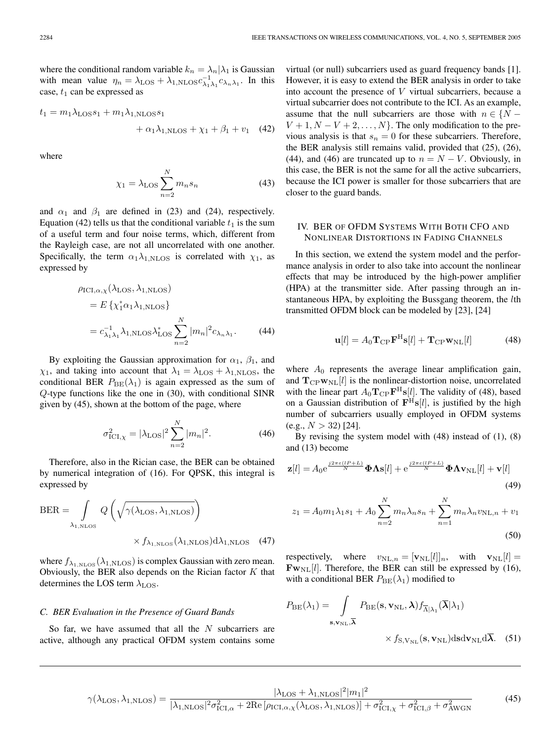where the conditional random variable $k_n = \lambda_n | \lambda_1$ is Gaussian with mean value $\eta_n = \lambda_{\mathrm{LOS}} + \lambda_{1,\mathrm{NLOS}} c_{\lambda_1\lambda_1}^{-1} c_{\lambda_n\lambda_1}$. In this case, $t_1$ can be expressed as

$$t_1 = m_1 \lambda_{\mathrm{LOS}} s_1 + m_1 \lambda_{1,\mathrm{NLOS}} s_1 + \alpha_1 \lambda_{1,\mathrm{NLOS}} + \chi_1 + \beta_1 + v_1 \quad (42)$$

where

$$\chi_1 = \lambda_{\mathrm{LOS}} \sum_{n=2}^{N} m_n s_n \quad (43)$$

and $\alpha_1$ and $\beta_1$ are defined in (23) and (24), respectively. Equation (42) tells us that the conditional variable $t_1$ is the sum of a useful term and four noise terms, which, different from the Rayleigh case, are not all uncorrelated with one another. Specifically, the term $\alpha_1 \lambda_{1,\mathrm{NLOS}}$ is correlated with $\chi_1$, as expressed by

$$\begin{aligned}\rho_{\mathrm{ICI},\alpha,\chi}&(\lambda_{\mathrm{LOS}}, \lambda_{1,\mathrm{NLOS}}) \\ &= E\left\{\chi_1^* \alpha_1 \lambda_{1,\mathrm{NLOS}}\right\} \\ &= c_{\lambda_1\lambda_1}^{-1} \lambda_{1,\mathrm{NLOS}} \lambda_{\mathrm{LOS}}^* \sum_{n=2}^{N} |m_n|^2 c_{\lambda_n\lambda_1}. \end{aligned} \quad (44)$$

By exploiting the Gaussian approximation for $\alpha_1$, $\beta_1$, and $\chi_1$, and taking into account that $\lambda_1 = \lambda_{\mathrm{LOS}} + \lambda_{1,\mathrm{NLOS}}$, the conditional BER $P_{\mathrm{BE}}(\lambda_1)$ is again expressed as the sum of $Q$-type functions like the one in (30), with conditional SINR given by (45), shown at the bottom of the page, where

$$\sigma_{\mathrm{ICI},\chi}^2 = |\lambda_{\mathrm{LOS}}|^2 \sum_{n=2}^{N} |m_n|^2. \quad (46)$$

Therefore, also in the Rician case, the BER can be obtained by numerical integration of (16). For QPSK, this integral is expressed by

$$\mathrm{BER} = \int_{\lambda_{1,\mathrm{NLOS}}} Q\left(\sqrt{\gamma(\lambda_{\mathrm{LOS}}, \lambda_{1,\mathrm{NLOS}})}\right) \times f_{\lambda_{1,\mathrm{NLOS}}}(\lambda_{1,\mathrm{NLOS}}) \mathrm{d}\lambda_{1,\mathrm{NLOS}} \quad (47)$$

where $f_{\lambda_{1,\mathrm{NLOS}}}(\lambda_{1,\mathrm{NLOS}})$ is complex Gaussian with zero mean. Obviously, the BER also depends on the Rician factor $K$ that determines the LOS term $\lambda_{\mathrm{LOS}}$.

### *C. BER Evaluation in the Presence of Guard Bands*

So far, we have assumed that all the $N$ subcarriers are active, although any practical OFDM system contains some virtual (or null) subcarriers used as guard frequency bands [1]. However, it is easy to extend the BER analysis in order to take into account the presence of $V$ virtual subcarriers, because a virtual subcarrier does not contribute to the ICI. As an example, assume that the null subcarriers are those with $n \in \{N - V + 1, N - V + 2, \ldots, N\}$. The only modification to the previous analysis is that $s_n = 0$ for these subcarriers. Therefore, the BER analysis still remains valid, provided that (25), (26), (44), and (46) are truncated up to $n = N - V$. Obviously, in this case, the BER is not the same for all the active subcarriers, because the ICI power is smaller for those subcarriers that are closer to the guard bands.

## IV. BER of OFDM Systems With Both CFO and Nonlinear Distortions in Fading Channels

In this section, we extend the system model and the performance analysis in order to also take into account the nonlinear effects that may be introduced by the high-power amplifier (HPA) at the transmitter side. After passing through an instantaneous HPA, by exploiting the Bussgang theorem, the $l$th transmitted OFDM block can be modeled by [23], [24]

$$\mathbf{u}[l] = A_0 \mathbf{T}_{\mathrm{CP}} \mathbf{F}^{\mathrm{H}} \mathbf{s}[l] + \mathbf{T}_{\mathrm{CP}} \mathbf{w}_{\mathrm{NL}}[l] \quad (48)$$

where $A_0$ represents the average linear amplification gain, and $\mathbf{T}_{\mathrm{CP}} \mathbf{w}_{\mathrm{NL}}[l]$ is the nonlinear-distortion noise, uncorrelated with the linear part $A_0 \mathbf{T}_{\mathrm{CP}} \mathbf{F}^{\mathrm{H}} \mathbf{s}[l]$. The validity of (48), based on a Gaussian distribution of $\mathbf{F}^{\mathrm{H}} \mathbf{s}[l]$, is justified by the high number of subcarriers usually employed in OFDM systems (e.g., $N > 32$) [24].

By revising the system model with (48) instead of (1), (8) and (13) become

$$\mathbf{z}[l] = A_0 \mathrm{e}^{\frac{j2\pi\varepsilon(lP+L)}{N}} \boldsymbol{\Phi} \boldsymbol{\Lambda} \mathbf{s}[l] + \mathrm{e}^{\frac{j2\pi\varepsilon(lP+L)}{N}} \boldsymbol{\Phi} \boldsymbol{\Lambda} \mathbf{v}_{\mathrm{NL}}[l] + \mathbf{v}[l] \quad (49)$$

$$z_1 = A_0 m_1 \lambda_1 s_1 + A_0 \sum_{n=2}^{N} m_n \lambda_n s_n + \sum_{n=1}^{N} m_n \lambda_n v_{\mathrm{NL},n} + v_1 \quad (50)$$

respectively, where $v_{\mathrm{NL},n} = [\mathbf{v}_{\mathrm{NL}}[l]]_n$, with $\mathbf{v}_{\mathrm{NL}}[l] = \mathbf{F} \mathbf{w}_{\mathrm{NL}}[l]$. Therefore, the BER can still be expressed by (16), with a conditional BER $P_{\mathrm{BE}}(\lambda_1)$ modified to

$$P_{\mathrm{BE}}(\lambda_1) = \int_{\mathbf{s}, \mathbf{v}_{\mathrm{NL}}, \overline{\boldsymbol{\lambda}}} P_{\mathrm{BE}}(\mathbf{s}, \mathbf{v}_{\mathrm{NL}}, \boldsymbol{\lambda}) f_{\overline{\Lambda}|\lambda_1}(\overline{\boldsymbol{\lambda}}|\lambda_1) \times f_{\mathrm{S},\mathrm{V}_{\mathrm{NL}}}(\mathbf{s}, \mathbf{v}_{\mathrm{NL}}) \mathrm{d}\mathbf{s} \mathrm{d}\mathbf{v}_{\mathrm{NL}} \mathrm{d}\overline{\boldsymbol{\lambda}}. \quad (51)$$

$$\gamma(\lambda_{\mathrm{LOS}}, \lambda_{1,\mathrm{NLOS}}) = \frac{|\lambda_{\mathrm{LOS}} + \lambda_{1,\mathrm{NLOS}}|^2 |m_1|^2}{|\lambda_{1,\mathrm{NLOS}}|^2 \sigma_{\mathrm{ICI},\alpha}^2 + 2\mathrm{Re}\left[\rho_{\mathrm{ICI},\alpha,\chi}(\lambda_{\mathrm{LOS}}, \lambda_{1,\mathrm{NLOS}})\right] + \sigma_{\mathrm{ICI},\chi}^2 + \sigma_{\mathrm{ICI},\beta}^2 + \sigma_{\mathrm{AWGN}}^2} \quad (45)$$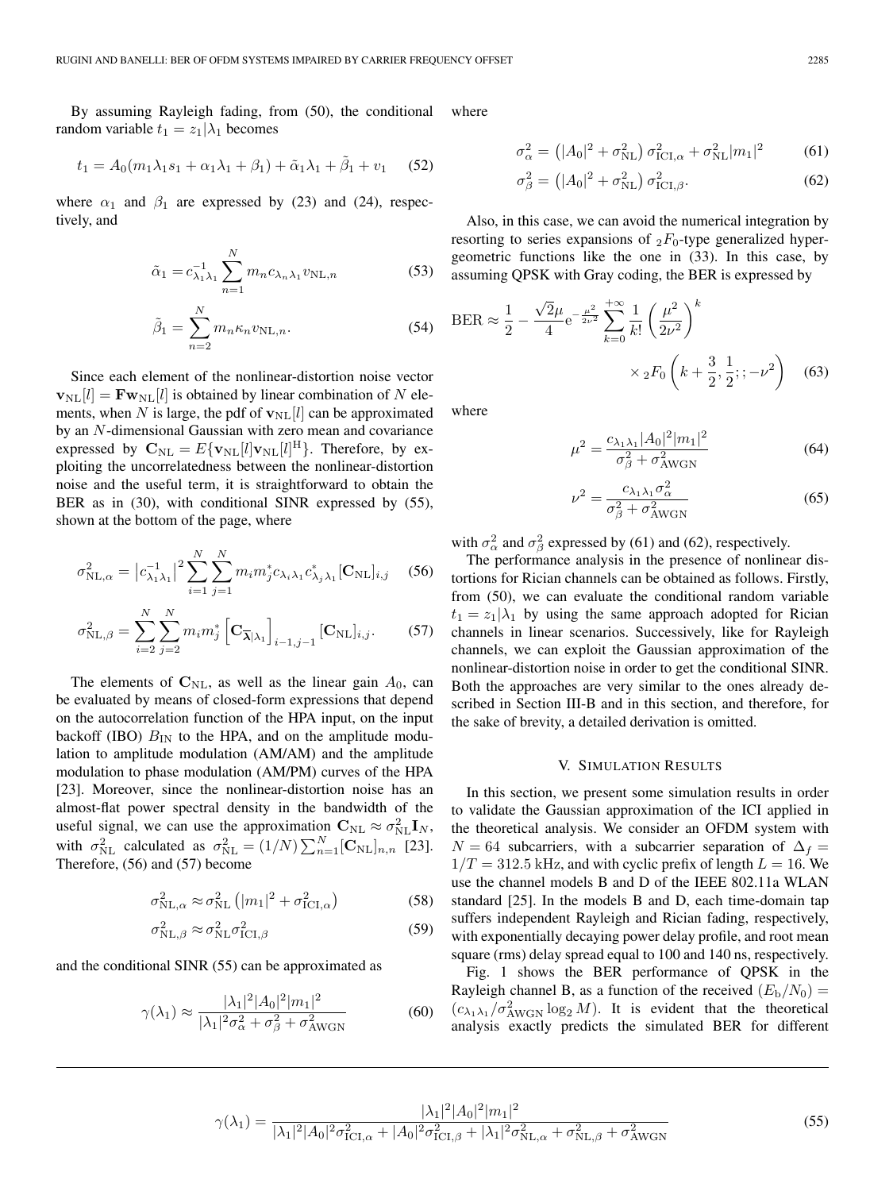By assuming Rayleigh fading, from (50), the conditional random variable $t_1 = z_1|\lambda_1$ becomes

$$t_1 = A_0(m_1\lambda_1 s_1 + \alpha_1\lambda_1 + \beta_1) + \tilde{\alpha}_1\lambda_1 + \tilde{\beta}_1 + v_1 \quad (52)$$

where $\alpha_1$ and $\beta_1$ are expressed by (23) and (24), respectively, and

$$\tilde{\alpha}_1 = c_{\lambda_1\lambda_1}^{-1}\sum_{n=1}^{N} m_n c_{\lambda_n\lambda_1} v_{\mathrm{NL},n} \quad (53)$$

$$\tilde{\beta}_1 = \sum_{n=2}^{N} m_n \kappa_n v_{\mathrm{NL},n}. \quad (54)$$

Since each element of the nonlinear-distortion noise vector $\mathbf{v}_{\mathrm{NL}}[l] = \mathbf{F}\mathbf{w}_{\mathrm{NL}}[l]$ is obtained by linear combination of $N$ elements, when $N$ is large, the pdf of $\mathbf{v}_{\mathrm{NL}}[l]$ can be approximated by an $N$-dimensional Gaussian with zero mean and covariance expressed by $\mathbf{C}_{\mathrm{NL}} = E\{\mathbf{v}_{\mathrm{NL}}[l]\mathbf{v}_{\mathrm{NL}}[l]^{\mathrm{H}}\}$. Therefore, by exploiting the uncorrelatedness between the nonlinear-distortion noise and the useful term, it is straightforward to obtain the BER as in (30), with conditional SINR expressed by (55), shown at the bottom of the page, where

$$\sigma_{\mathrm{NL},\alpha}^2 = \left|c_{\lambda_1\lambda_1}^{-1}\right|^2 \sum_{i=1}^{N}\sum_{j=1}^{N} m_i m_j^* c_{\lambda_i\lambda_1} c_{\lambda_j\lambda_1}^* [\mathbf{C}_{\mathrm{NL}}]_{i,j} \quad (56)$$

$$\sigma_{\mathrm{NL},\beta}^2 = \sum_{i=2}^{N}\sum_{j=2}^{N} m_i m_j^* \left[\mathbf{C}_{\overline{\boldsymbol{\lambda}}|\lambda_1}\right]_{i-1,j-1} [\mathbf{C}_{\mathrm{NL}}]_{i,j}. \quad (57)$$

The elements of $\mathbf{C}_{\mathrm{NL}}$, as well as the linear gain $A_0$, can be evaluated by means of closed-form expressions that depend on the autocorrelation function of the HPA input, on the input backoff (IBO) $B_{\mathrm{IN}}$ to the HPA, and on the amplitude modulation to amplitude modulation (AM/AM) and the amplitude modulation to phase modulation (AM/PM) curves of the HPA [23]. Moreover, since the nonlinear-distortion noise has an almost-flat power spectral density in the bandwidth of the useful signal, we can use the approximation $\mathbf{C}_{\mathrm{NL}} \approx \sigma_{\mathrm{NL}}^2 \mathbf{I}_N$, with $\sigma_{\mathrm{NL}}^2$ calculated as $\sigma_{\mathrm{NL}}^2 = (1/N)\sum_{n=1}^{N}[\mathbf{C}_{\mathrm{NL}}]_{n,n}$ [23]. Therefore, (56) and (57) become

$$\sigma_{\mathrm{NL},\alpha}^2 \approx \sigma_{\mathrm{NL}}^2\left(|m_1|^2 + \sigma_{\mathrm{ICI},\alpha}^2\right) \quad (58)$$

$$\sigma_{\mathrm{NL},\beta}^2 \approx \sigma_{\mathrm{NL}}^2 \sigma_{\mathrm{ICI},\beta}^2 \quad (59)$$

and the conditional SINR (55) can be approximated as

$$\gamma(\lambda_1) \approx \frac{|\lambda_1|^2|A_0|^2|m_1|^2}{|\lambda_1|^2\sigma_\alpha^2 + \sigma_\beta^2 + \sigma_{\mathrm{AWGN}}^2} \quad (60)$$

where

$$\sigma_\alpha^2 = \left(|A_0|^2 + \sigma_{\mathrm{NL}}^2\right)\sigma_{\mathrm{ICI},\alpha}^2 + \sigma_{\mathrm{NL}}^2|m_1|^2 \quad (61)$$

$$\sigma_\beta^2 = \left(|A_0|^2 + \sigma_{\mathrm{NL}}^2\right)\sigma_{\mathrm{ICI},\beta}^2. \quad (62)$$

Also, in this case, we can avoid the numerical integration by resorting to series expansions of ${}_2F_0$-type generalized hypergeometric functions like the one in (33). In this case, by assuming QPSK with Gray coding, the BER is expressed by

$$\mathrm{BER} \approx \frac{1}{2} - \frac{\sqrt{2}\mu}{4}\mathrm{e}^{-\frac{\mu^2}{2\nu^2}} \sum_{k=0}^{+\infty}\frac{1}{k!}\left(\frac{\mu^2}{2\nu^2}\right)^k \times {}_2F_0\left(k+\frac{3}{2}, \frac{1}{2};;-\nu^2\right) \quad (63)$$

where

$$\mu^2 = \frac{c_{\lambda_1\lambda_1}|A_0|^2|m_1|^2}{\sigma_\beta^2 + \sigma_{\mathrm{AWGN}}^2} \quad (64)$$

$$\nu^2 = \frac{c_{\lambda_1\lambda_1}\sigma_\alpha^2}{\sigma_\beta^2 + \sigma_{\mathrm{AWGN}}^2} \quad (65)$$

with $\sigma_\alpha^2$ and $\sigma_\beta^2$ expressed by (61) and (62), respectively.

The performance analysis in the presence of nonlinear distortions for Rician channels can be obtained as follows. Firstly, from (50), we can evaluate the conditional random variable $t_1 = z_1|\lambda_1$ by using the same approach adopted for Rician channels in linear scenarios. Successively, like for Rayleigh channels, we can exploit the Gaussian approximation of the nonlinear-distortion noise in order to get the conditional SINR. Both the approaches are very similar to the ones already described in Section III-B and in this section, and therefore, for the sake of brevity, a detailed derivation is omitted.

## V. Simulation Results

In this section, we present some simulation results in order to validate the Gaussian approximation of the ICI applied in the theoretical analysis. We consider an OFDM system with $N = 64$ subcarriers, with a subcarrier separation of $\Delta_f = 1/T = 312.5$ kHz, and with cyclic prefix of length $L = 16$. We use the channel models B and D of the IEEE 802.11a WLAN standard [25]. In the models B and D, each time-domain tap suffers independent Rayleigh and Rician fading, respectively, with exponentially decaying power delay profile, and root mean square (rms) delay spread equal to 100 and 140 ns, respectively.

Fig. 1 shows the BER performance of QPSK in the Rayleigh channel B, as a function of the received $(E_{\mathrm{b}}/N_0) = (c_{\lambda_1\lambda_1}/\sigma_{\mathrm{AWGN}}^2 \log_2 M)$. It is evident that the theoretical analysis exactly predicts the simulated BER for different

$$\gamma(\lambda_1) = \frac{|\lambda_1|^2|A_0|^2|m_1|^2}{|\lambda_1|^2|A_0|^2\sigma_{\mathrm{ICI},\alpha}^2 + |A_0|^2\sigma_{\mathrm{ICI},\beta}^2 + |\lambda_1|^2\sigma_{\mathrm{NL},\alpha}^2 + \sigma_{\mathrm{NL},\beta}^2 + \sigma_{\mathrm{AWGN}}^2} \quad (55)$$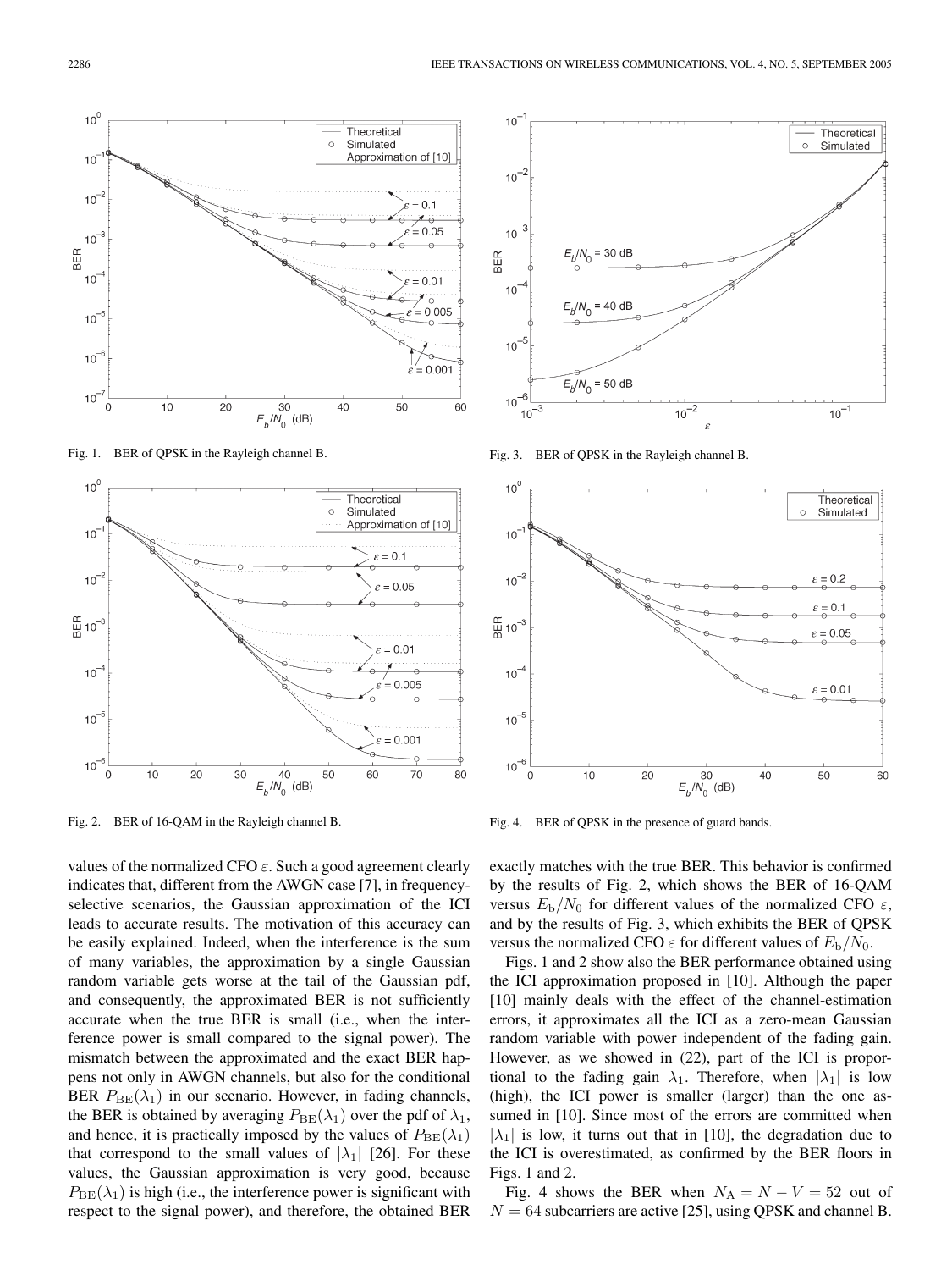Fig. 1. BER of QPSK in the Rayleigh channel B.

Fig. 2. BER of 16-QAM in the Rayleigh channel B.

Fig. 3. BER of QPSK in the Rayleigh channel B.

Fig. 4. BER of QPSK in the presence of guard bands.

values of the normalized CFO $\varepsilon$. Such a good agreement clearly indicates that, different from the AWGN case [7], in frequency-selective scenarios, the Gaussian approximation of the ICI leads to accurate results. The motivation of this accuracy can be easily explained. Indeed, when the interference is the sum of many variables, the approximation by a single Gaussian random variable gets worse at the tail of the Gaussian pdf, and consequently, the approximated BER is not sufficiently accurate when the true BER is small (i.e., when the interference power is small compared to the signal power). The mismatch between the approximated and the exact BER happens not only in AWGN channels, but also for the conditional BER $P_{\mathrm{BE}}(\lambda_1)$ in our scenario. However, in fading channels, the BER is obtained by averaging $P_{\mathrm{BE}}(\lambda_1)$ over the pdf of $\lambda_1$, and hence, it is practically imposed by the values of $P_{\mathrm{BE}}(\lambda_1)$ that correspond to the small values of $|\lambda_1|$ [26]. For these values, the Gaussian approximation is very good, because $P_{\mathrm{BE}}(\lambda_1)$ is high (i.e., the interference power is significant with respect to the signal power), and therefore, the obtained BER exactly matches with the true BER. This behavior is confirmed by the results of Fig. 2, which shows the BER of 16-QAM versus $E_{\mathrm{b}}/N_0$ for different values of the normalized CFO $\varepsilon$, and by the results of Fig. 3, which exhibits the BER of QPSK versus the normalized CFO $\varepsilon$ for different values of $E_{\mathrm{b}}/N_0$.

Figs. 1 and 2 show also the BER performance obtained using the ICI approximation proposed in [10]. Although the paper [10] mainly deals with the effect of the channel-estimation errors, it approximates all the ICI as a zero-mean Gaussian random variable with power independent of the fading gain. However, as we showed in (22), part of the ICI is proportional to the fading gain $\lambda_1$. Therefore, when $|\lambda_1|$ is low (high), the ICI power is smaller (larger) than the one assumed in [10]. Since most of the errors are committed when $|\lambda_1|$ is low, it turns out that in [10], the degradation due to the ICI is overestimated, as confirmed by the BER floors in Figs. 1 and 2.

Fig. 4 shows the BER when $N_{\mathrm{A}} = N - V = 52$ out of $N = 64$ subcarriers are active [25], using QPSK and channel B.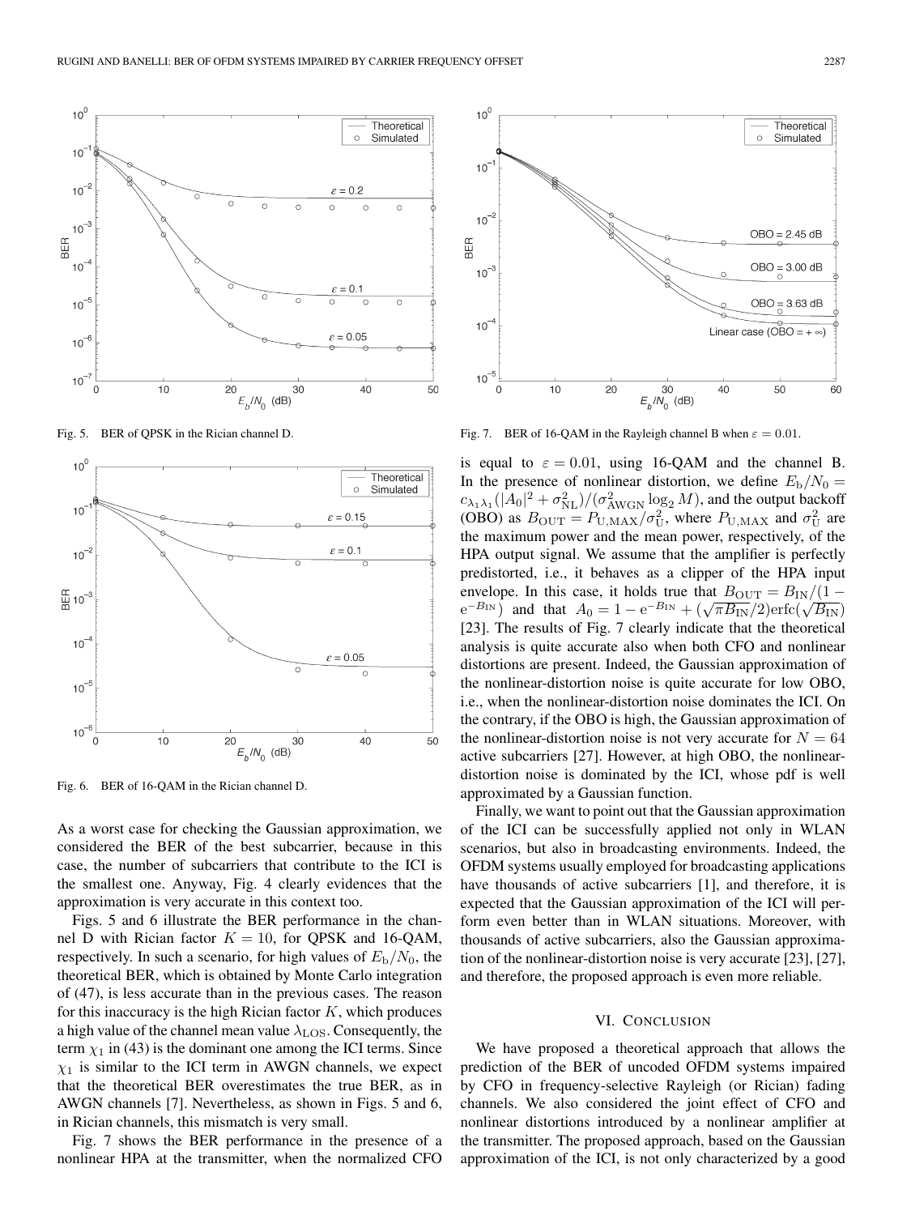Fig. 5. BER of QPSK in the Rician channel D.

Fig. 6. BER of 16-QAM in the Rician channel D.

As a worst case for checking the Gaussian approximation, we considered the BER of the best subcarrier, because in this case, the number of subcarriers that contribute to the ICI is the smallest one. Anyway, Fig. 4 clearly evidences that the approximation is very accurate in this context too.

Figs. 5 and 6 illustrate the BER performance in the channel D with Rician factor $K = 10$, for QPSK and 16-QAM, respectively. In such a scenario, for high values of $E_b/N_0$, the theoretical BER, which is obtained by Monte Carlo integration of (47), is less accurate than in the previous cases. The reason for this inaccuracy is the high Rician factor $K$, which produces a high value of the channel mean value $\lambda_{\mathrm{LOS}}$. Consequently, the term $\chi_1$ in (43) is the dominant one among the ICI terms. Since $\chi_1$ is similar to the ICI term in AWGN channels, we expect that the theoretical BER overestimates the true BER, as in AWGN channels [7]. Nevertheless, as shown in Figs. 5 and 6, in Rician channels, this mismatch is very small.

Fig. 7 shows the BER performance in the presence of a nonlinear HPA at the transmitter, when the normalized CFO is equal to $\varepsilon = 0.01$, using 16-QAM and the channel B. In the presence of nonlinear distortion, we define $E_b/N_0 = c_{\lambda_1\lambda_1}(|A_0|^2 + \sigma_{\mathrm{NL}}^2)/(\sigma_{\mathrm{AWGN}}^2 \log_2 M)$, and the output backoff (OBO) as $B_{\mathrm{OUT}} = P_{\mathrm{U,MAX}}/\sigma_{\mathrm{U}}^2$, where $P_{\mathrm{U,MAX}}$ and $\sigma_{\mathrm{U}}^2$ are the maximum power and the mean power, respectively, of the HPA output signal. We assume that the amplifier is perfectly predistorted, i.e., it behaves as a clipper of the HPA input envelope. In this case, it holds true that $B_{\mathrm{OUT}} = B_{\mathrm{IN}}/(1 - \mathrm{e}^{-B_{\mathrm{IN}}})$ and that $A_0 = 1 - \mathrm{e}^{-B_{\mathrm{IN}}} + (\sqrt{\pi B_{\mathrm{IN}}}/2)\mathrm{erfc}(\sqrt{B_{\mathrm{IN}}})$ [23]. The results of Fig. 7 clearly indicate that the theoretical analysis is quite accurate also when both CFO and nonlinear distortions are present. Indeed, the Gaussian approximation of the nonlinear-distortion noise is quite accurate for low OBO, i.e., when the nonlinear-distortion noise dominates the ICI. On the contrary, if the OBO is high, the Gaussian approximation of the nonlinear-distortion noise is not very accurate for $N = 64$ active subcarriers [27]. However, at high OBO, the nonlinear-distortion noise is dominated by the ICI, whose pdf is well approximated by a Gaussian function.

Fig. 7. BER of 16-QAM in the Rayleigh channel B when $\varepsilon = 0.01$.

Finally, we want to point out that the Gaussian approximation of the ICI can be successfully applied not only in WLAN scenarios, but also in broadcasting environments. Indeed, the OFDM systems usually employed for broadcasting applications have thousands of active subcarriers [1], and therefore, it is expected that the Gaussian approximation of the ICI will perform even better than in WLAN situations. Moreover, with thousands of active subcarriers, also the Gaussian approximation of the nonlinear-distortion noise is very accurate [23], [27], and therefore, the proposed approach is even more reliable.

## VI. Conclusion

We have proposed a theoretical approach that allows the prediction of the BER of uncoded OFDM systems impaired by CFO in frequency-selective Rayleigh (or Rician) fading channels. We also considered the joint effect of CFO and nonlinear distortions introduced by a nonlinear amplifier at the transmitter. The proposed approach, based on the Gaussian approximation of the ICI, is not only characterized by a good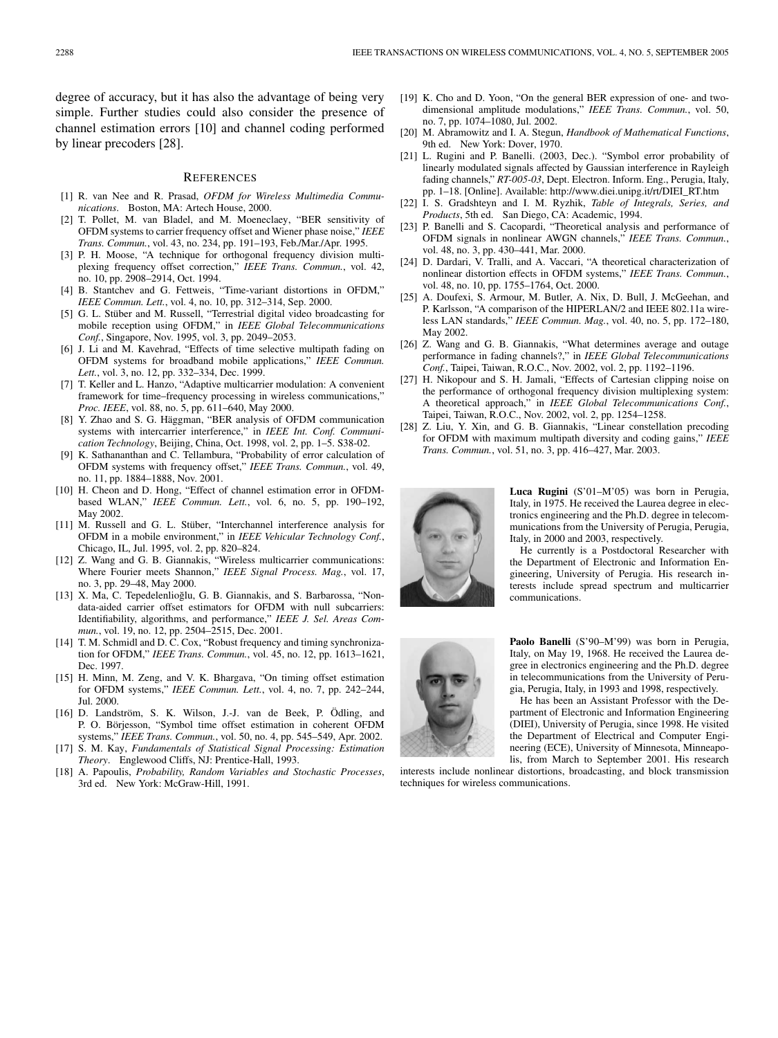degree of accuracy, but it has also the advantage of being very simple. Further studies could also consider the presence of channel estimation errors [10] and channel coding performed by linear precoders [28].

## REFERENCES

[1] R. van Nee and R. Prasad, *OFDM for Wireless Multimedia Communications*. Boston, MA: Artech House, 2000.

[2] T. Pollet, M. van Bladel, and M. Moeneclaey, "BER sensitivity of OFDM systems to carrier frequency offset and Wiener phase noise," *IEEE Trans. Commun.*, vol. 43, no. 234, pp. 191–193, Feb./Mar./Apr. 1995.

[3] P. H. Moose, "A technique for orthogonal frequency division multiplexing frequency offset correction," *IEEE Trans. Commun.*, vol. 42, no. 10, pp. 2908–2914, Oct. 1994.

[4] B. Stantchev and G. Fettweis, "Time-variant distortions in OFDM," *IEEE Commun. Lett.*, vol. 4, no. 10, pp. 312–314, Sep. 2000.

[5] G. L. Stüber and M. Russell, "Terrestrial digital video broadcasting for mobile reception using OFDM," in *IEEE Global Telecommunications Conf.*, Singapore, Nov. 1995, vol. 3, pp. 2049–2053.

[6] J. Li and M. Kavehrad, "Effects of time selective multipath fading on OFDM systems for broadband mobile applications," *IEEE Commun. Lett.*, vol. 3, no. 12, pp. 332–334, Dec. 1999.

[7] T. Keller and L. Hanzo, "Adaptive multicarrier modulation: A convenient framework for time–frequency processing in wireless communications," *Proc. IEEE*, vol. 88, no. 5, pp. 611–640, May 2000.

[8] Y. Zhao and S. G. Häggman, "BER analysis of OFDM communication systems with intercarrier interference," in *IEEE Int. Conf. Communication Technology*, Beijing, China, Oct. 1998, vol. 2, pp. 1–5. S38-02.

[9] K. Sathananthan and C. Tellambura, "Probability of error calculation of OFDM systems with frequency offset," *IEEE Trans. Commun.*, vol. 49, no. 11, pp. 1884–1888, Nov. 2001.

[10] H. Cheon and D. Hong, "Effect of channel estimation error in OFDM-based WLAN," *IEEE Commun. Lett.*, vol. 6, no. 5, pp. 190–192, May 2002.

[11] M. Russell and G. L. Stüber, "Interchannel interference analysis for OFDM in a mobile environment," in *IEEE Vehicular Technology Conf.*, Chicago, IL, Jul. 1995, vol. 2, pp. 820–824.

[12] Z. Wang and G. B. Giannakis, "Wireless multicarrier communications: Where Fourier meets Shannon," *IEEE Signal Process. Mag.*, vol. 17, no. 3, pp. 29–48, May 2000.

[13] X. Ma, C. Tepedelenlioğlu, G. B. Giannakis, and S. Barbarossa, "Non-data-aided carrier offset estimators for OFDM with null subcarriers: Identifiability, algorithms, and performance," *IEEE J. Sel. Areas Commun.*, vol. 19, no. 12, pp. 2504–2515, Dec. 2001.

[14] T. M. Schmidl and D. C. Cox, "Robust frequency and timing synchronization for OFDM," *IEEE Trans. Commun.*, vol. 45, no. 12, pp. 1613–1621, Dec. 1997.

[15] H. Minn, M. Zeng, and V. K. Bhargava, "On timing offset estimation for OFDM systems," *IEEE Commun. Lett.*, vol. 4, no. 7, pp. 242–244, Jul. 2000.

[16] D. Landström, S. K. Wilson, J.-J. van de Beek, P. Ödling, and P. O. Börjesson, "Symbol time offset estimation in coherent OFDM systems," *IEEE Trans. Commun.*, vol. 50, no. 4, pp. 545–549, Apr. 2002.

[17] S. M. Kay, *Fundamentals of Statistical Signal Processing: Estimation Theory*. Englewood Cliffs, NJ: Prentice-Hall, 1993.

[18] A. Papoulis, *Probability, Random Variables and Stochastic Processes*, 3rd ed. New York: McGraw-Hill, 1991.

[19] K. Cho and D. Yoon, "On the general BER expression of one- and two-dimensional amplitude modulations," *IEEE Trans. Commun.*, vol. 50, no. 7, pp. 1074–1080, Jul. 2002.

[20] M. Abramowitz and I. A. Stegun, *Handbook of Mathematical Functions*, 9th ed. New York: Dover, 1970.

[21] L. Rugini and P. Banelli. (2003, Dec.). "Symbol error probability of linearly modulated signals affected by Gaussian interference in Rayleigh fading channels," *RT-005-03*, Dept. Electron. Inform. Eng., Perugia, Italy, pp. 1–18. [Online]. Available: http://www.diei.unipg.it/rt/DIEI_RT.htm

[22] I. S. Gradshteyn and I. M. Ryzhik, *Table of Integrals, Series, and Products*, 5th ed. San Diego, CA: Academic, 1994.

[23] P. Banelli and S. Cacopardi, "Theoretical analysis and performance of OFDM signals in nonlinear AWGN channels," *IEEE Trans. Commun.*, vol. 48, no. 3, pp. 430–441, Mar. 2000.

[24] D. Dardari, V. Tralli, and A. Vaccari, "A theoretical characterization of nonlinear distortion effects in OFDM systems," *IEEE Trans. Commun.*, vol. 48, no. 10, pp. 1755–1764, Oct. 2000.

[25] A. Doufexi, S. Armour, M. Butler, A. Nix, D. Bull, J. McGeehan, and P. Karlsson, "A comparison of the HIPERLAN/2 and IEEE 802.11a wireless LAN standards," *IEEE Commun. Mag.*, vol. 40, no. 5, pp. 172–180, May 2002.

[26] Z. Wang and G. B. Giannakis, "What determines average and outage performance in fading channels?," in *IEEE Global Telecommunications Conf.*, Taipei, Taiwan, R.O.C., Nov. 2002, vol. 2, pp. 1192–1196.

[27] H. Nikopour and S. H. Jamali, "Effects of Cartesian clipping noise on the performance of orthogonal frequency division multiplexing system: A theoretical approach," in *IEEE Global Telecommunications Conf.*, Taipei, Taiwan, R.O.C., Nov. 2002, vol. 2, pp. 1254–1258.

[28] Z. Liu, Y. Xin, and G. B. Giannakis, "Linear constellation precoding for OFDM with maximum multipath diversity and coding gains," *IEEE Trans. Commun.*, vol. 51, no. 3, pp. 416–427, Mar. 2003.

**Luca Rugini** (S'01–M'05) was born in Perugia, Italy, in 1975. He received the Laurea degree in electronics engineering and the Ph.D. degree in telecommunications from the University of Perugia, Perugia, Italy, in 2000 and 2003, respectively.

He currently is a Postdoctoral Researcher with the Department of Electronic and Information Engineering, University of Perugia. His research interests include spread spectrum and multicarrier communications.

**Paolo Banelli** (S'90–M'99) was born in Perugia, Italy, on May 19, 1968. He received the Laurea degree in electronics engineering and the Ph.D. degree in telecommunications from the University of Perugia, Perugia, Italy, in 1993 and 1998, respectively.

He has been an Assistant Professor with the Department of Electronic and Information Engineering (DIEI), University of Perugia, since 1998. He visited the Department of Electrical and Computer Engineering (ECE), University of Minnesota, Minneapolis, from March to September 2001. His research interests include nonlinear distortions, broadcasting, and block transmission techniques for wireless communications.